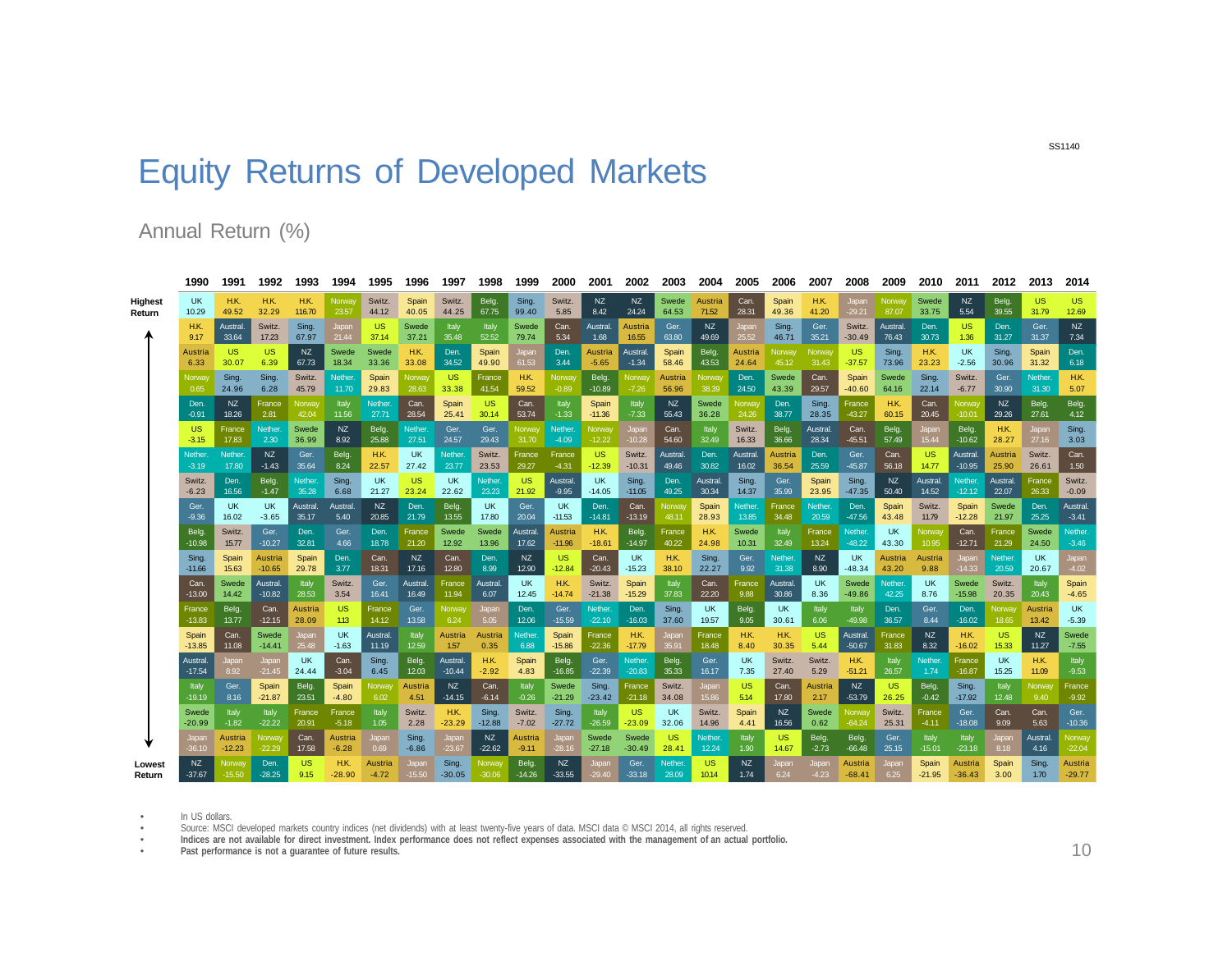SS1140

# Equity Returns of Developed Markets

## Annual Return (%)

| | 1990 | 1991 | 1992 | 1993 | 1994 | 1995 | 1996 | 1997 | 1998 | 1999 | 2000 | 2001 | 2002 | 2003 | 2004 | 2005 | 2006 | 2007 | 2008 | 2009 | 2010 | 2011 | 2012 | 2013 | 2014 |
|---|---|---|---|---|---|---|---|---|---|---|---|---|---|---|---|---|---|---|---|---|---|---|---|---|---|
| **Highest Return** | UK 10.29 | H.K. 49.52 | H.K. 32.29 | H.K. 116.70 | Norway 23.57 | Switz. 44.12 | Spain 40.05 | Switz. 44.25 | Belg. 67.75 | Sing. 99.40 | Switz. 5.85 | NZ 8.42 | NZ 24.24 | Swede 64.53 | Austria 71.52 | Can. 28.31 | Spain 49.36 | H.K. 41.20 | Japan -29.21 | Norway 87.07 | Swede 33.75 | NZ 5.54 | Belg. 39.55 | US 31.79 | US 12.69 |
| | H.K. 9.17 | Austral. 33.64 | Switz. 17.23 | Sing. 67.97 | Japan 21.44 | US 37.14 | Swede 37.21 | Italy 35.48 | Italy 52.52 | Swede 79.74 | Can. 5.34 | Austral. 1.68 | Austria 16.55 | Ger. 63.80 | NZ 49.69 | Japan 25.52 | Sing. 46.71 | Ger. 35.21 | Switz. -30.49 | Austral. 76.43 | Den. 30.73 | US 1.36 | Den. 31.27 | Ger. 31.37 | NZ 7.34 |
| | Austria 6.33 | US 30.07 | US 6.39 | NZ 67.73 | Swede 18.34 | Swede 33.36 | H.K. 33.08 | Den. 34.52 | Spain 49.90 | Japan 61.53 | Den. 3.44 | Austria -5.65 | Austral. -1.34 | Spain 58.46 | Belg. 43.53 | Austria 24.64 | Norway 45.12 | Norway 31.43 | US -37.57 | Sing. 73.96 | H.K. 23.23 | UK -2.56 | Sing. 30.96 | Spain 31.32 | Den. 6.18 |
| | Norway 0.65 | Sing. 24.96 | Sing. 6.28 | Switz. 45.79 | Nether. 11.70 | Spain 29.83 | Norway 28.63 | US 33.38 | France 41.54 | H.K. 59.52 | Norway -0.89 | Belg. -10.89 | Norway -7.26 | Austria 56.96 | Norway 38.39 | Den. 24.50 | Swede 43.39 | Can. 29.57 | Spain -40.60 | Swede 64.16 | Sing. 22.14 | Switz. -6.77 | Ger. 30.90 | Nether. 31.30 | H.K. 5.07 |
| | Den. -0.91 | NZ 18.26 | France 2.81 | Norway 42.04 | Italy 11.56 | Nether. 27.71 | Can. 28.54 | Spain 25.41 | US 30.14 | Can. 53.74 | Italy -1.33 | Spain -11.36 | Italy -7.33 | NZ 55.43 | Swede 36.28 | Norway 24.26 | Den. 38.77 | Sing. 28.35 | France -43.27 | H.K. 60.15 | Can. 20.45 | Norway -10.01 | NZ 29.26 | Belg. 27.61 | Belg. 4.12 |
| | US -3.15 | France 17.83 | Nether. 2.30 | Swede 36.99 | NZ 8.92 | Belg. 25.88 | Nether. 27.51 | Ger. 24.57 | Ger. 29.43 | Norway 31.70 | Nether. -4.09 | Norway -12.22 | Japan -10.28 | Can. 54.60 | Italy 32.49 | Switz. 16.33 | Belg. 36.66 | Austral. 28.34 | Can. -45.51 | Belg. 57.49 | Japan 15.44 | Belg. -10.62 | H.K. 28.27 | Japan 27.16 | Sing. 3.03 |
| | Nether. -3.19 | Nether. 17.80 | NZ -1.43 | Ger. 35.64 | Belg. 8.24 | H.K. 22.57 | UK 27.42 | Nether. 23.77 | Switz. 23.53 | France 29.27 | France -4.31 | US -12.39 | Switz. -10.31 | Austral. 49.46 | Den. 30.82 | Austral. 16.02 | Austria 36.54 | Den. 25.59 | Ger. -45.87 | Can. 56.18 | US 14.77 | Austral. -10.95 | Austria 25.90 | Switz. 26.61 | Can. 1.50 |
| | Switz. -6.23 | Den. 16.56 | Belg. -1.47 | Nether. 35.28 | Sing. 6.68 | UK 21.27 | US 23.24 | UK 22.62 | Nether. 23.23 | US 21.92 | Austral. -9.95 | UK -14.05 | Sing. -11.05 | Den. 49.25 | Austral. 30.34 | Sing. 14.37 | Ger. 35.99 | Spain 23.95 | Sing. -47.35 | NZ 50.40 | Austral. 14.52 | Nether. -12.12 | Austral. 22.07 | France 26.33 | Switz. -0.09 |
| | Ger. -9.36 | UK 16.02 | UK -3.65 | Austral. 35.17 | Austral. 5.40 | NZ 20.85 | Den. 21.79 | Belg. 13.55 | UK 17.80 | Ger. 20.04 | UK -11.53 | Den. -14.81 | Can. -13.19 | Norway 48.11 | Spain 28.93 | Nether. 13.85 | France 34.48 | Nether. 20.59 | Den. -47.56 | Spain 43.48 | Switz. 11.79 | Spain -12.28 | Swede 21.97 | Den. 25.25 | Austral. -3.41 |
| | Belg. -10.98 | Switz. 15.77 | Ger. -10.27 | Den. 32.81 | Ger. 4.66 | Den. 18.78 | France 21.20 | Swede 12.92 | Swede 13.96 | Austral. 17.62 | Austria -11.96 | H.K. -18.61 | Belg. -14.97 | France 40.22 | H.K. 24.98 | Swede 10.31 | Italy 32.49 | France 13.24 | Nether. -48.22 | UK 43.30 | Norway 10.95 | Can. -12.71 | France 21.29 | Swede 24.50 | Nether. -3.46 |
| | Sing. -11.66 | Spain 15.63 | Austria -10.65 | Spain 29.78 | Den. 3.77 | Can. 18.31 | NZ 17.16 | Can. 12.80 | Den. 8.99 | NZ 12.90 | US -12.84 | Can. -20.43 | UK -15.23 | H.K. 38.10 | Sing. 22.27 | Ger. 9.92 | Nether. 31.38 | NZ 8.90 | UK -48.34 | Austria 43.20 | Austria 9.88 | Japan -14.33 | Nether. 20.59 | UK 20.67 | Japan -4.02 |
| | Can. -13.00 | Swede 14.42 | Austral. -10.82 | Italy 28.53 | Switz. 3.54 | Ger. 16.41 | Austral. 16.49 | France 11.94 | Austral. 6.07 | UK 12.45 | H.K. -14.74 | Switz. -21.38 | Spain -15.29 | Italy 37.83 | Can. 22.20 | France 9.88 | Austral. 30.86 | UK 8.36 | Swede -49.86 | Nether. 42.25 | UK 8.76 | Swede -15.98 | Switz. 20.35 | Italy 20.43 | Spain -4.65 |
| | France -13.83 | Belg. 13.77 | Can. -12.15 | Austria 28.09 | US 1.13 | France 14.12 | Ger. 13.58 | Norway 6.24 | Japan 5.05 | Den. 12.06 | Ger. -15.59 | Nether. -22.10 | Den. -16.03 | Sing. 37.60 | UK 19.57 | Belg. 9.05 | UK 30.61 | Italy 6.06 | Italy -49.98 | Den. 36.57 | Ger. 8.44 | Den. -16.02 | Norway 18.65 | Austria 13.42 | UK -5.39 |
| | Spain -13.85 | Can. 11.08 | Swede -14.41 | Japan 25.48 | UK -1.63 | Austral. 11.19 | Italy 12.59 | Austria 1.57 | Austria 0.35 | Nether. 6.88 | Spain -15.86 | France -22.36 | H.K. -17.79 | Japan 35.91 | France 18.48 | H.K. 8.40 | H.K. 30.35 | US 5.44 | Austral. -50.67 | France 31.83 | NZ 8.32 | H.K. -16.02 | US 15.33 | NZ 11.27 | Swede -7.55 |
| | Austral. -17.54 | Japan 8.92 | Japan -21.45 | UK 24.44 | Can. -3.04 | Sing. 6.45 | Belg. 12.03 | Austral. -10.44 | H.K. -2.92 | Spain 4.83 | Belg. -16.85 | Ger. -22.39 | Nether. -20.83 | Belg. 35.33 | Ger. 16.17 | UK 7.35 | Switz. 27.40 | Switz. 5.29 | H.K. -51.21 | Italy 26.57 | Nether. 1.74 | France -16.87 | UK 15.25 | H.K. 11.09 | Italy -9.53 |
| | Italy -19.19 | Ger. 8.16 | Spain -21.87 | Belg. 23.51 | Spain -4.80 | Norway 6.02 | Austria 4.51 | NZ -14.15 | Can. -6.14 | Italy -0.26 | Swede -21.29 | Sing. -23.42 | France -21.18 | Switz. 34.08 | Japan 15.86 | US 5.14 | Can. 17.80 | Austria 2.17 | NZ -53.79 | US 26.25 | Belg. -0.42 | Sing. -17.92 | Italy 12.48 | Norway 9.40 | France -9.92 |
| | Swede -20.99 | Italy -1.82 | Italy -22.22 | France 20.91 | France -5.18 | Italy 1.05 | Switz. 2.28 | H.K. -23.29 | Sing. -12.88 | Switz. -7.02 | Sing. -27.72 | Italy -26.59 | US -23.09 | UK 32.06 | Switz. 14.96 | Spain 4.41 | NZ 16.56 | Swede 0.62 | Norway -64.24 | Switz. 25.31 | France -4.11 | Ger. -18.08 | Can. 9.09 | Can. 5.63 | Ger. -10.36 |
| | Japan -36.10 | Austria -12.23 | Norway -22.29 | Can. 17.58 | Austria -6.28 | Japan 0.69 | Sing. -6.86 | Japan -23.67 | NZ -22.62 | Austria -9.11 | Japan -28.16 | Swede -27.18 | Swede -30.49 | US 28.41 | Nether. 12.24 | Italy 1.90 | US 14.67 | Belg. -2.73 | Belg. -66.48 | Ger. 25.15 | Italy -15.01 | Italy -23.18 | Japan 8.18 | Austral. 4.16 | Norway -22.04 |
| **Lowest Return** | NZ -37.67 | Norway -15.50 | Den. -28.25 | US 9.15 | H.K. -28.90 | Austria -4.72 | Japan -15.50 | Sing. -30.05 | Norway -30.06 | Belg. -14.26 | NZ -33.55 | Japan -29.40 | Ger. -33.18 | Nether. 28.09 | US 10.14 | NZ 1.74 | Japan 6.24 | Japan -4.23 | Austria -68.41 | Japan 6.25 | Spain -21.95 | Austria -36.43 | Spain 3.00 | Sing. 1.70 | Austria -29.77 |

- In US dollars.
- Source: MSCI developed markets country indices (net dividends) with at least twenty-five years of data. MSCI data © MSCI 2014, all rights reserved.
- **Indices are not available for direct investment. Index performance does not reflect expenses associated with the management of an actual portfolio.**
- **Past performance is not a guarantee of future results.**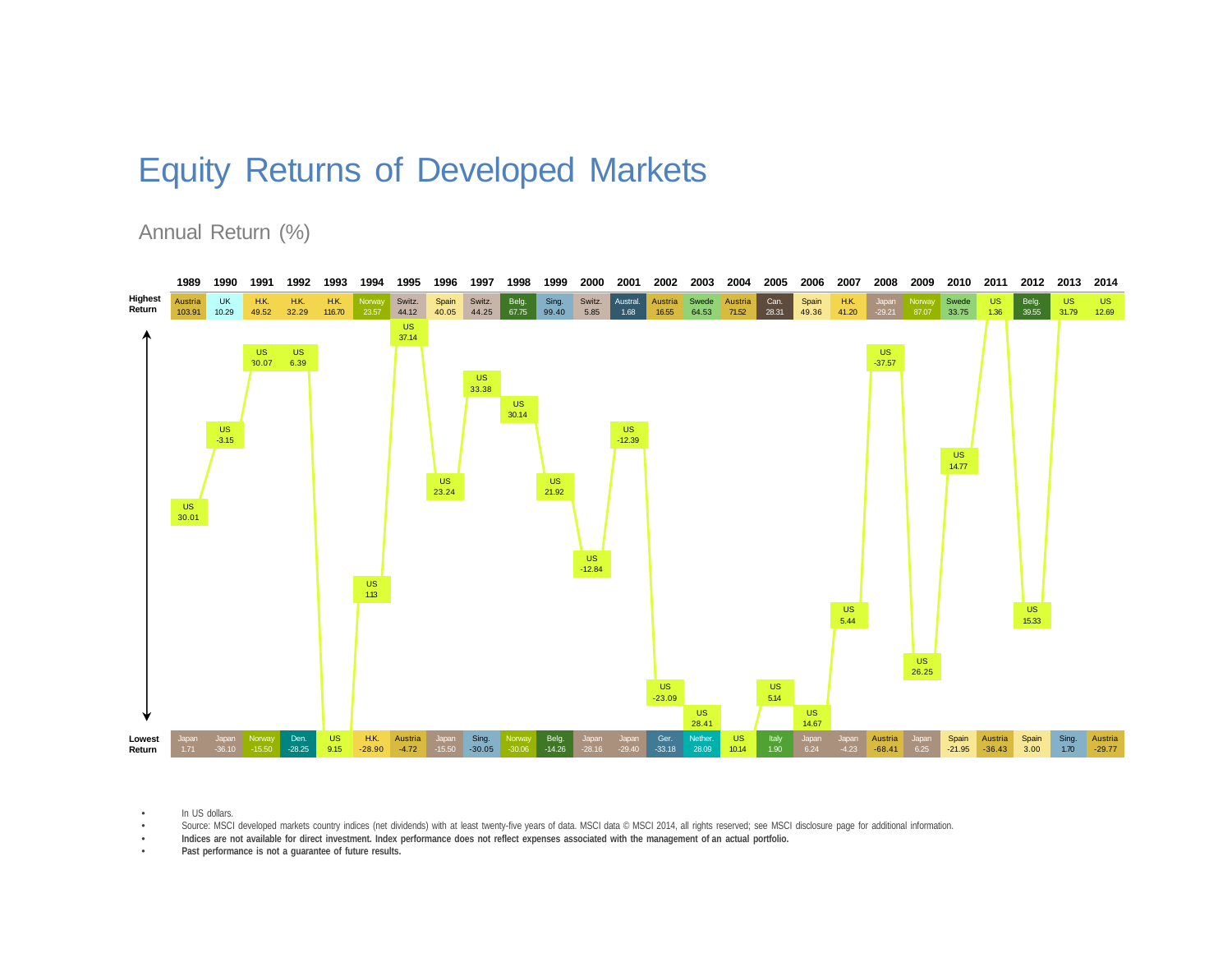# Equity Returns of Developed Markets

## Annual Return (%)

1989 1990 1991 1992 1993 1994 1995 1996 1997 1998 1999 2000 2001 2002 2003 2004 2005 2006 2007 2008 2009 2010 2011 2012 2013 2014

Highest Return

Austria 103.91 | UK 10.29 | H.K. 49.52 | H.K. 32.29 | H.K. 116.70 | Norway 23.57 | Switz. 44.12 | Spain 40.05 | Switz. 44.25 | Belg. 67.75 | Sing. 99.40 | Switz. 5.85 | Austral. 1.68 | Austria 16.55 | Swede 64.53 | Austria 71.52 | Can. 28.31 | Spain 49.36 | H.K. 41.20 | Japan -29.21 | Norway 87.07 | Swede 33.75 | US 1.36 | Belg. 39.55 | US 31.79 | US 12.69

US 30.01 | US -3.15 | US 30.07 | US 6.39 | US 1.13 | US 37.14 | US 23.24 | US 33.38 | US 30.14 | US 21.92 | US -12.84 | US -12.39 | US -23.09 | US 28.41 | US 5.14 | US 14.67 | US 5.44 | US -37.57 | US 26.25 | US 14.77 | US 15.33

Lowest Return

Japan 1.71 | Japan -36.10 | Norway -15.50 | Den. -28.25 | US 9.15 | H.K. -28.90 | Austria -4.72 | Japan -15.50 | Sing. -30.05 | Norway -30.06 | Belg. -14.26 | Japan -28.16 | Japan -29.40 | Ger. -33.18 | Nether. 28.09 | US 10.14 | Italy 1.90 | Japan 6.24 | Japan -4.23 | Austria -68.41 | Japan 6.25 | Spain -21.95 | Austria -36.43 | Spain 3.00 | Sing. 1.70 | Austria -29.77

- In US dollars.
- Source: MSCI developed markets country indices (net dividends) with at least twenty-five years of data. MSCI data © MSCI 2014, all rights reserved; see MSCI disclosure page for additional information.
- **Indices are not available for direct investment. Index performance does not reflect expenses associated with the management of an actual portfolio.**
- **Past performance is not a guarantee of future results.**